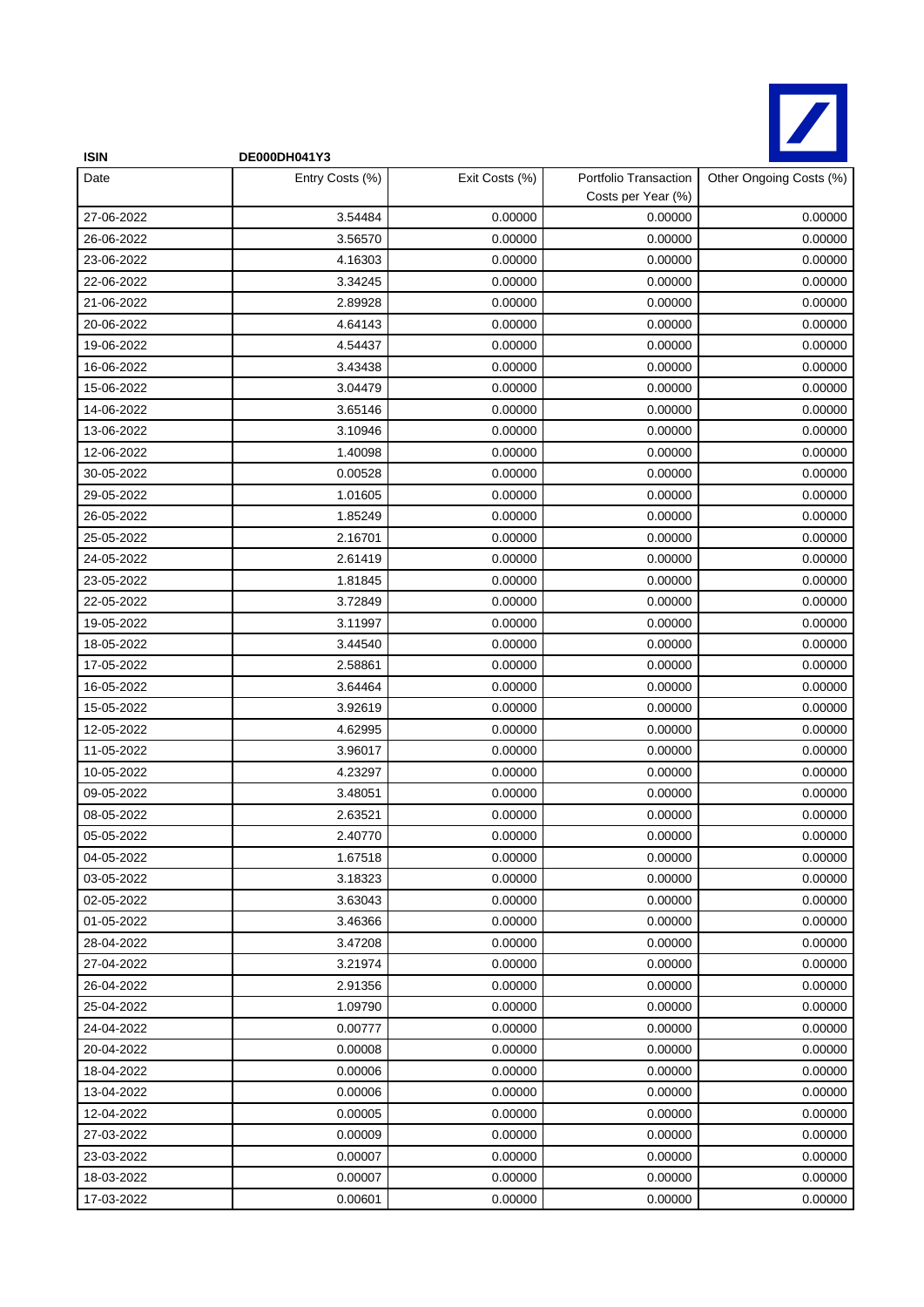**ISIN** **DE000DH041Y3**

| Date | Entry Costs (%) | Exit Costs (%) | Portfolio Transaction Costs per Year (%) | Other Ongoing Costs (%) |
|---|---|---|---|---|
| 27-06-2022 | 3.54484 | 0.00000 | 0.00000 | 0.00000 |
| 26-06-2022 | 3.56570 | 0.00000 | 0.00000 | 0.00000 |
| 23-06-2022 | 4.16303 | 0.00000 | 0.00000 | 0.00000 |
| 22-06-2022 | 3.34245 | 0.00000 | 0.00000 | 0.00000 |
| 21-06-2022 | 2.89928 | 0.00000 | 0.00000 | 0.00000 |
| 20-06-2022 | 4.64143 | 0.00000 | 0.00000 | 0.00000 |
| 19-06-2022 | 4.54437 | 0.00000 | 0.00000 | 0.00000 |
| 16-06-2022 | 3.43438 | 0.00000 | 0.00000 | 0.00000 |
| 15-06-2022 | 3.04479 | 0.00000 | 0.00000 | 0.00000 |
| 14-06-2022 | 3.65146 | 0.00000 | 0.00000 | 0.00000 |
| 13-06-2022 | 3.10946 | 0.00000 | 0.00000 | 0.00000 |
| 12-06-2022 | 1.40098 | 0.00000 | 0.00000 | 0.00000 |
| 30-05-2022 | 0.00528 | 0.00000 | 0.00000 | 0.00000 |
| 29-05-2022 | 1.01605 | 0.00000 | 0.00000 | 0.00000 |
| 26-05-2022 | 1.85249 | 0.00000 | 0.00000 | 0.00000 |
| 25-05-2022 | 2.16701 | 0.00000 | 0.00000 | 0.00000 |
| 24-05-2022 | 2.61419 | 0.00000 | 0.00000 | 0.00000 |
| 23-05-2022 | 1.81845 | 0.00000 | 0.00000 | 0.00000 |
| 22-05-2022 | 3.72849 | 0.00000 | 0.00000 | 0.00000 |
| 19-05-2022 | 3.11997 | 0.00000 | 0.00000 | 0.00000 |
| 18-05-2022 | 3.44540 | 0.00000 | 0.00000 | 0.00000 |
| 17-05-2022 | 2.58861 | 0.00000 | 0.00000 | 0.00000 |
| 16-05-2022 | 3.64464 | 0.00000 | 0.00000 | 0.00000 |
| 15-05-2022 | 3.92619 | 0.00000 | 0.00000 | 0.00000 |
| 12-05-2022 | 4.62995 | 0.00000 | 0.00000 | 0.00000 |
| 11-05-2022 | 3.96017 | 0.00000 | 0.00000 | 0.00000 |
| 10-05-2022 | 4.23297 | 0.00000 | 0.00000 | 0.00000 |
| 09-05-2022 | 3.48051 | 0.00000 | 0.00000 | 0.00000 |
| 08-05-2022 | 2.63521 | 0.00000 | 0.00000 | 0.00000 |
| 05-05-2022 | 2.40770 | 0.00000 | 0.00000 | 0.00000 |
| 04-05-2022 | 1.67518 | 0.00000 | 0.00000 | 0.00000 |
| 03-05-2022 | 3.18323 | 0.00000 | 0.00000 | 0.00000 |
| 02-05-2022 | 3.63043 | 0.00000 | 0.00000 | 0.00000 |
| 01-05-2022 | 3.46366 | 0.00000 | 0.00000 | 0.00000 |
| 28-04-2022 | 3.47208 | 0.00000 | 0.00000 | 0.00000 |
| 27-04-2022 | 3.21974 | 0.00000 | 0.00000 | 0.00000 |
| 26-04-2022 | 2.91356 | 0.00000 | 0.00000 | 0.00000 |
| 25-04-2022 | 1.09790 | 0.00000 | 0.00000 | 0.00000 |
| 24-04-2022 | 0.00777 | 0.00000 | 0.00000 | 0.00000 |
| 20-04-2022 | 0.00008 | 0.00000 | 0.00000 | 0.00000 |
| 18-04-2022 | 0.00006 | 0.00000 | 0.00000 | 0.00000 |
| 13-04-2022 | 0.00006 | 0.00000 | 0.00000 | 0.00000 |
| 12-04-2022 | 0.00005 | 0.00000 | 0.00000 | 0.00000 |
| 27-03-2022 | 0.00009 | 0.00000 | 0.00000 | 0.00000 |
| 23-03-2022 | 0.00007 | 0.00000 | 0.00000 | 0.00000 |
| 18-03-2022 | 0.00007 | 0.00000 | 0.00000 | 0.00000 |
| 17-03-2022 | 0.00601 | 0.00000 | 0.00000 | 0.00000 |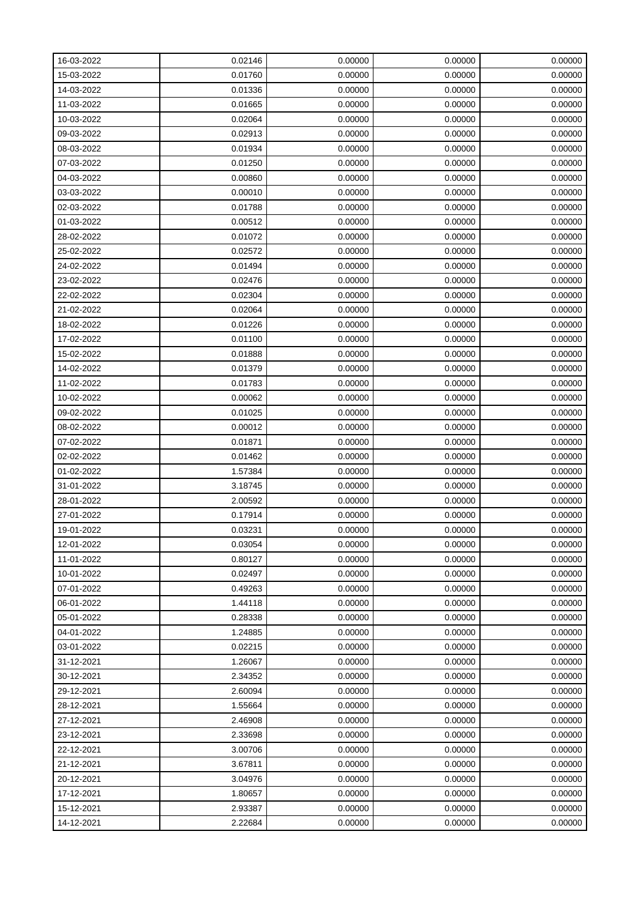| | | | | |
|---|---|---|---|---|
| 16-03-2022 | 0.02146 | 0.00000 | 0.00000 | 0.00000 |
| 15-03-2022 | 0.01760 | 0.00000 | 0.00000 | 0.00000 |
| 14-03-2022 | 0.01336 | 0.00000 | 0.00000 | 0.00000 |
| 11-03-2022 | 0.01665 | 0.00000 | 0.00000 | 0.00000 |
| 10-03-2022 | 0.02064 | 0.00000 | 0.00000 | 0.00000 |
| 09-03-2022 | 0.02913 | 0.00000 | 0.00000 | 0.00000 |
| 08-03-2022 | 0.01934 | 0.00000 | 0.00000 | 0.00000 |
| 07-03-2022 | 0.01250 | 0.00000 | 0.00000 | 0.00000 |
| 04-03-2022 | 0.00860 | 0.00000 | 0.00000 | 0.00000 |
| 03-03-2022 | 0.00010 | 0.00000 | 0.00000 | 0.00000 |
| 02-03-2022 | 0.01788 | 0.00000 | 0.00000 | 0.00000 |
| 01-03-2022 | 0.00512 | 0.00000 | 0.00000 | 0.00000 |
| 28-02-2022 | 0.01072 | 0.00000 | 0.00000 | 0.00000 |
| 25-02-2022 | 0.02572 | 0.00000 | 0.00000 | 0.00000 |
| 24-02-2022 | 0.01494 | 0.00000 | 0.00000 | 0.00000 |
| 23-02-2022 | 0.02476 | 0.00000 | 0.00000 | 0.00000 |
| 22-02-2022 | 0.02304 | 0.00000 | 0.00000 | 0.00000 |
| 21-02-2022 | 0.02064 | 0.00000 | 0.00000 | 0.00000 |
| 18-02-2022 | 0.01226 | 0.00000 | 0.00000 | 0.00000 |
| 17-02-2022 | 0.01100 | 0.00000 | 0.00000 | 0.00000 |
| 15-02-2022 | 0.01888 | 0.00000 | 0.00000 | 0.00000 |
| 14-02-2022 | 0.01379 | 0.00000 | 0.00000 | 0.00000 |
| 11-02-2022 | 0.01783 | 0.00000 | 0.00000 | 0.00000 |
| 10-02-2022 | 0.00062 | 0.00000 | 0.00000 | 0.00000 |
| 09-02-2022 | 0.01025 | 0.00000 | 0.00000 | 0.00000 |
| 08-02-2022 | 0.00012 | 0.00000 | 0.00000 | 0.00000 |
| 07-02-2022 | 0.01871 | 0.00000 | 0.00000 | 0.00000 |
| 02-02-2022 | 0.01462 | 0.00000 | 0.00000 | 0.00000 |
| 01-02-2022 | 1.57384 | 0.00000 | 0.00000 | 0.00000 |
| 31-01-2022 | 3.18745 | 0.00000 | 0.00000 | 0.00000 |
| 28-01-2022 | 2.00592 | 0.00000 | 0.00000 | 0.00000 |
| 27-01-2022 | 0.17914 | 0.00000 | 0.00000 | 0.00000 |
| 19-01-2022 | 0.03231 | 0.00000 | 0.00000 | 0.00000 |
| 12-01-2022 | 0.03054 | 0.00000 | 0.00000 | 0.00000 |
| 11-01-2022 | 0.80127 | 0.00000 | 0.00000 | 0.00000 |
| 10-01-2022 | 0.02497 | 0.00000 | 0.00000 | 0.00000 |
| 07-01-2022 | 0.49263 | 0.00000 | 0.00000 | 0.00000 |
| 06-01-2022 | 1.44118 | 0.00000 | 0.00000 | 0.00000 |
| 05-01-2022 | 0.28338 | 0.00000 | 0.00000 | 0.00000 |
| 04-01-2022 | 1.24885 | 0.00000 | 0.00000 | 0.00000 |
| 03-01-2022 | 0.02215 | 0.00000 | 0.00000 | 0.00000 |
| 31-12-2021 | 1.26067 | 0.00000 | 0.00000 | 0.00000 |
| 30-12-2021 | 2.34352 | 0.00000 | 0.00000 | 0.00000 |
| 29-12-2021 | 2.60094 | 0.00000 | 0.00000 | 0.00000 |
| 28-12-2021 | 1.55664 | 0.00000 | 0.00000 | 0.00000 |
| 27-12-2021 | 2.46908 | 0.00000 | 0.00000 | 0.00000 |
| 23-12-2021 | 2.33698 | 0.00000 | 0.00000 | 0.00000 |
| 22-12-2021 | 3.00706 | 0.00000 | 0.00000 | 0.00000 |
| 21-12-2021 | 3.67811 | 0.00000 | 0.00000 | 0.00000 |
| 20-12-2021 | 3.04976 | 0.00000 | 0.00000 | 0.00000 |
| 17-12-2021 | 1.80657 | 0.00000 | 0.00000 | 0.00000 |
| 15-12-2021 | 2.93387 | 0.00000 | 0.00000 | 0.00000 |
| 14-12-2021 | 2.22684 | 0.00000 | 0.00000 | 0.00000 |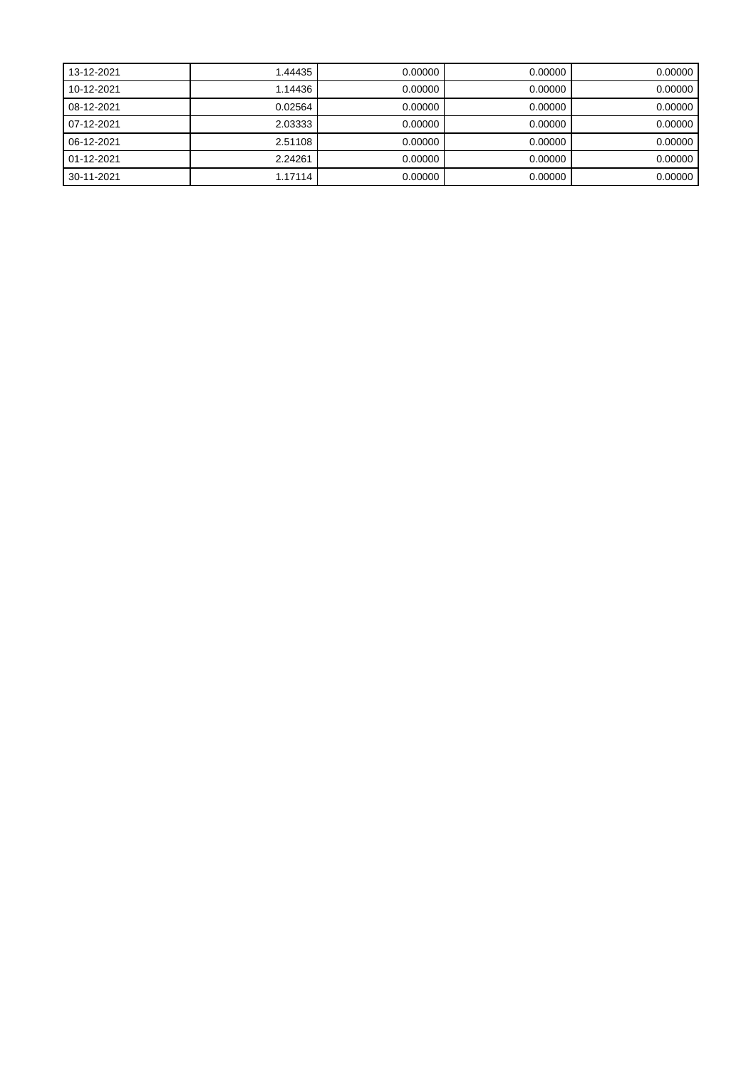| | | | | |
|---|---|---|---|---|
| 13-12-2021 | 1.44435 | 0.00000 | 0.00000 | 0.00000 |
| 10-12-2021 | 1.14436 | 0.00000 | 0.00000 | 0.00000 |
| 08-12-2021 | 0.02564 | 0.00000 | 0.00000 | 0.00000 |
| 07-12-2021 | 2.03333 | 0.00000 | 0.00000 | 0.00000 |
| 06-12-2021 | 2.51108 | 0.00000 | 0.00000 | 0.00000 |
| 01-12-2021 | 2.24261 | 0.00000 | 0.00000 | 0.00000 |
| 30-11-2021 | 1.17114 | 0.00000 | 0.00000 | 0.00000 |